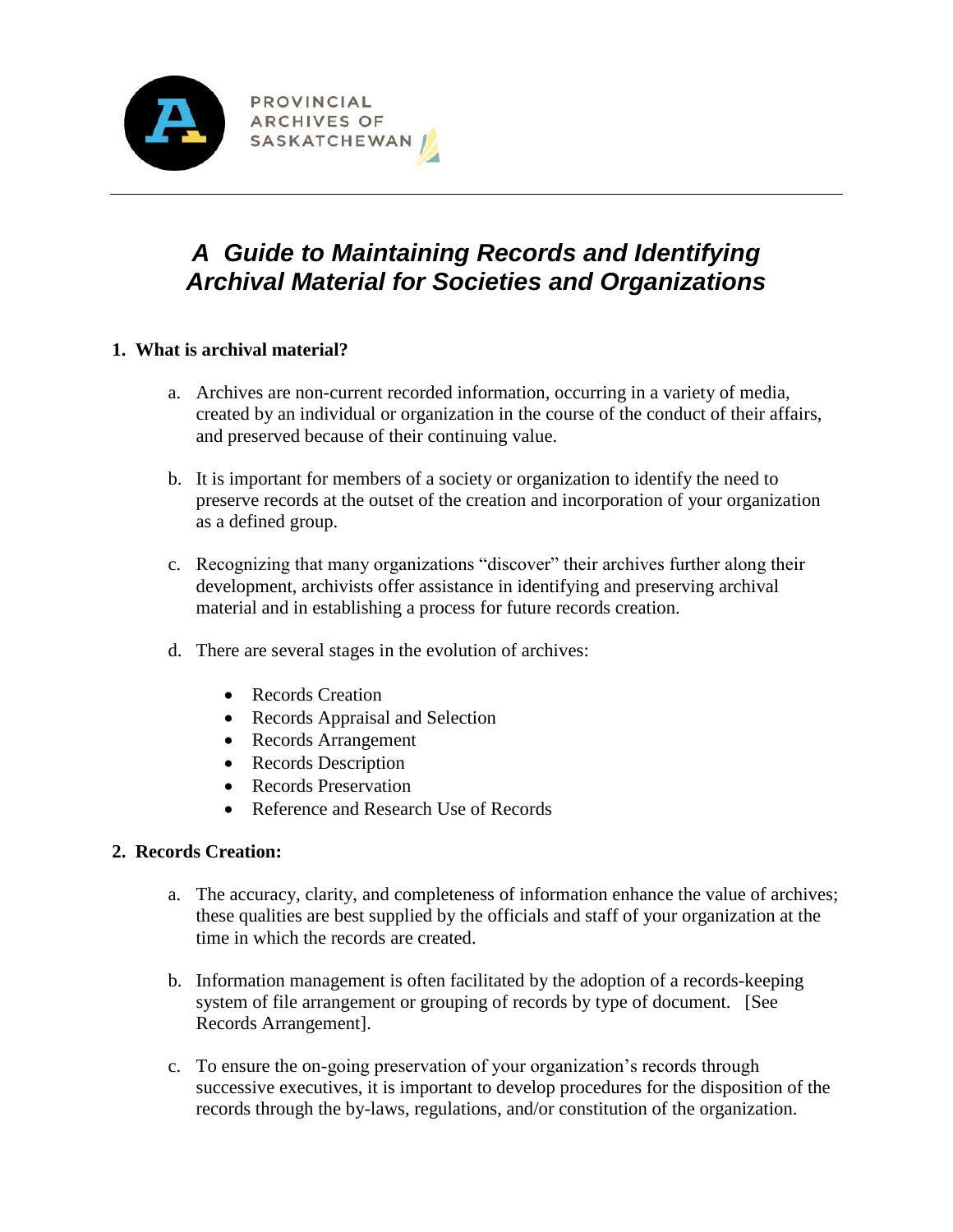PROVINCIAL ARCHIVES OF SASKATCHEWAN

# *A Guide to Maintaining Records and Identifying Archival Material for Societies and Organizations*

## 1. What is archival material?

a. Archives are non-current recorded information, occurring in a variety of media, created by an individual or organization in the course of the conduct of their affairs, and preserved because of their continuing value.

b. It is important for members of a society or organization to identify the need to preserve records at the outset of the creation and incorporation of your organization as a defined group.

c. Recognizing that many organizations "discover" their archives further along their development, archivists offer assistance in identifying and preserving archival material and in establishing a process for future records creation.

d. There are several stages in the evolution of archives:

- Records Creation
- Records Appraisal and Selection
- Records Arrangement
- Records Description
- Records Preservation
- Reference and Research Use of Records

## 2. Records Creation:

a. The accuracy, clarity, and completeness of information enhance the value of archives; these qualities are best supplied by the officials and staff of your organization at the time in which the records are created.

b. Information management is often facilitated by the adoption of a records-keeping system of file arrangement or grouping of records by type of document. [See Records Arrangement].

c. To ensure the on-going preservation of your organization's records through successive executives, it is important to develop procedures for the disposition of the records through the by-laws, regulations, and/or constitution of the organization.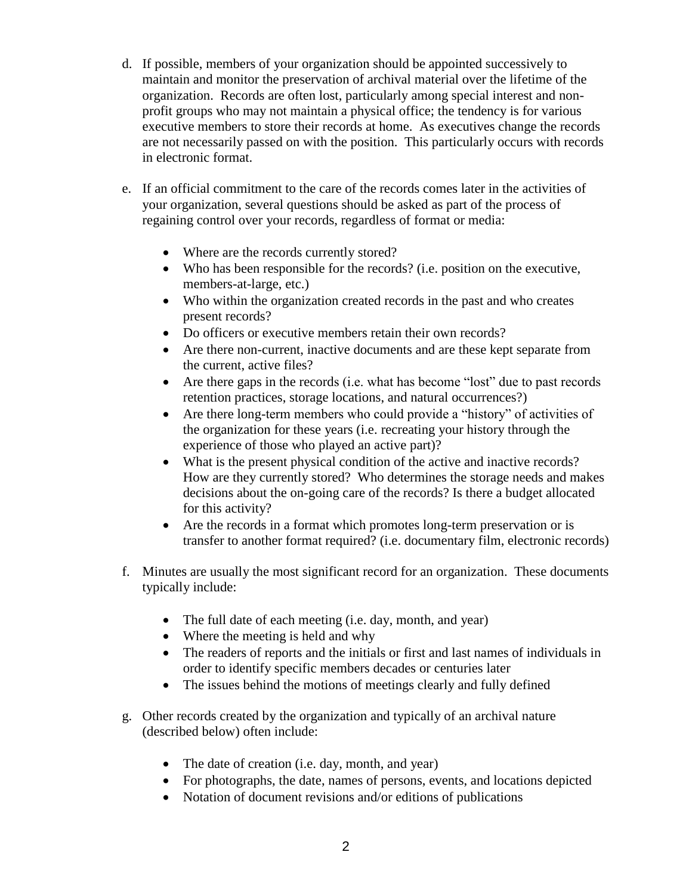d. If possible, members of your organization should be appointed successively to maintain and monitor the preservation of archival material over the lifetime of the organization. Records are often lost, particularly among special interest and non-profit groups who may not maintain a physical office; the tendency is for various executive members to store their records at home. As executives change the records are not necessarily passed on with the position. This particularly occurs with records in electronic format.

e. If an official commitment to the care of the records comes later in the activities of your organization, several questions should be asked as part of the process of regaining control over your records, regardless of format or media:

   - Where are the records currently stored?
   - Who has been responsible for the records? (i.e. position on the executive, members-at-large, etc.)
   - Who within the organization created records in the past and who creates present records?
   - Do officers or executive members retain their own records?
   - Are there non-current, inactive documents and are these kept separate from the current, active files?
   - Are there gaps in the records (i.e. what has become "lost" due to past records retention practices, storage locations, and natural occurrences?)
   - Are there long-term members who could provide a "history" of activities of the organization for these years (i.e. recreating your history through the experience of those who played an active part)?
   - What is the present physical condition of the active and inactive records? How are they currently stored? Who determines the storage needs and makes decisions about the on-going care of the records? Is there a budget allocated for this activity?
   - Are the records in a format which promotes long-term preservation or is transfer to another format required? (i.e. documentary film, electronic records)

f. Minutes are usually the most significant record for an organization. These documents typically include:

   - The full date of each meeting (i.e. day, month, and year)
   - Where the meeting is held and why
   - The readers of reports and the initials or first and last names of individuals in order to identify specific members decades or centuries later
   - The issues behind the motions of meetings clearly and fully defined

g. Other records created by the organization and typically of an archival nature (described below) often include:

   - The date of creation (i.e. day, month, and year)
   - For photographs, the date, names of persons, events, and locations depicted
   - Notation of document revisions and/or editions of publications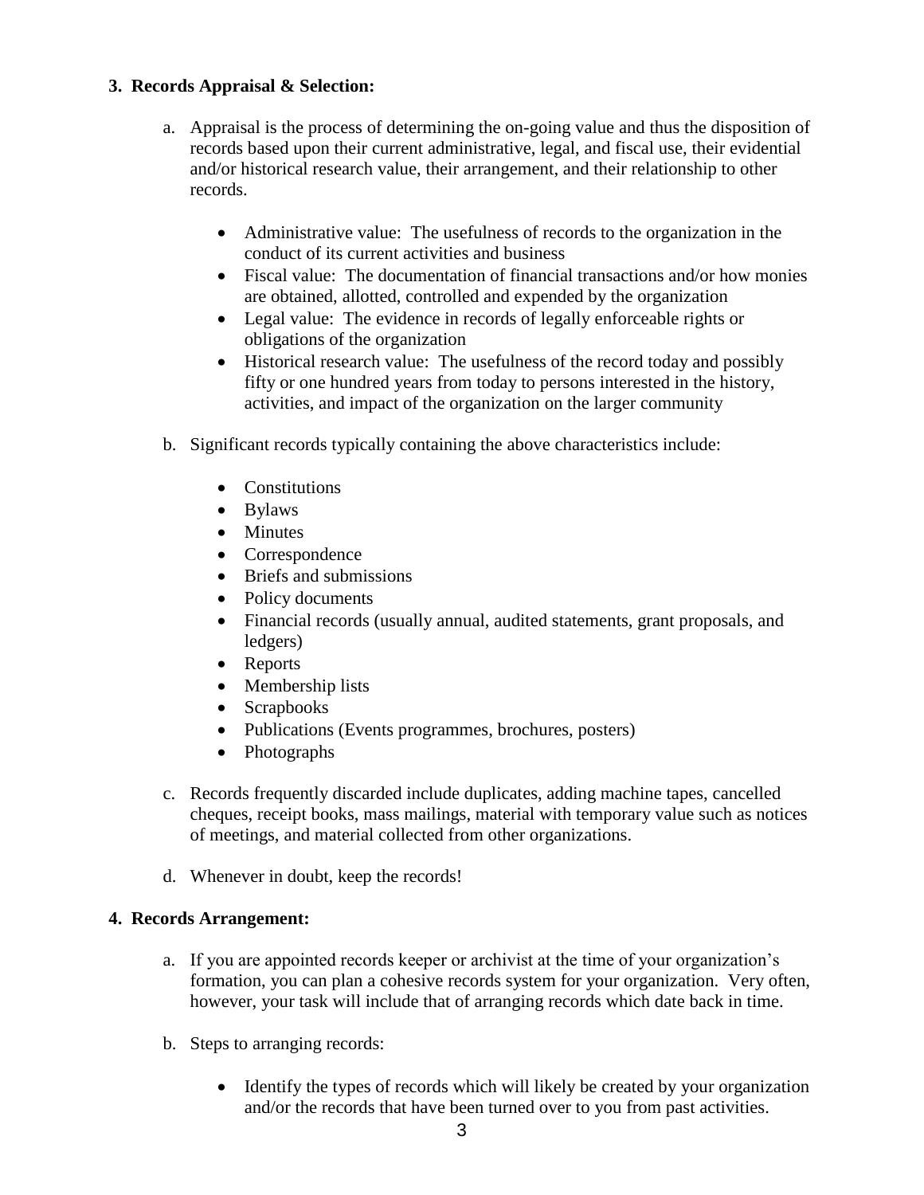### 3. Records Appraisal & Selection:

a. Appraisal is the process of determining the on-going value and thus the disposition of records based upon their current administrative, legal, and fiscal use, their evidential and/or historical research value, their arrangement, and their relationship to other records.

- Administrative value: The usefulness of records to the organization in the conduct of its current activities and business
- Fiscal value: The documentation of financial transactions and/or how monies are obtained, allotted, controlled and expended by the organization
- Legal value: The evidence in records of legally enforceable rights or obligations of the organization
- Historical research value: The usefulness of the record today and possibly fifty or one hundred years from today to persons interested in the history, activities, and impact of the organization on the larger community

b. Significant records typically containing the above characteristics include:

- Constitutions
- Bylaws
- Minutes
- Correspondence
- Briefs and submissions
- Policy documents
- Financial records (usually annual, audited statements, grant proposals, and ledgers)
- Reports
- Membership lists
- Scrapbooks
- Publications (Events programmes, brochures, posters)
- Photographs

c. Records frequently discarded include duplicates, adding machine tapes, cancelled cheques, receipt books, mass mailings, material with temporary value such as notices of meetings, and material collected from other organizations.

d. Whenever in doubt, keep the records!

### 4. Records Arrangement:

a. If you are appointed records keeper or archivist at the time of your organization's formation, you can plan a cohesive records system for your organization. Very often, however, your task will include that of arranging records which date back in time.

b. Steps to arranging records:

- Identify the types of records which will likely be created by your organization and/or the records that have been turned over to you from past activities.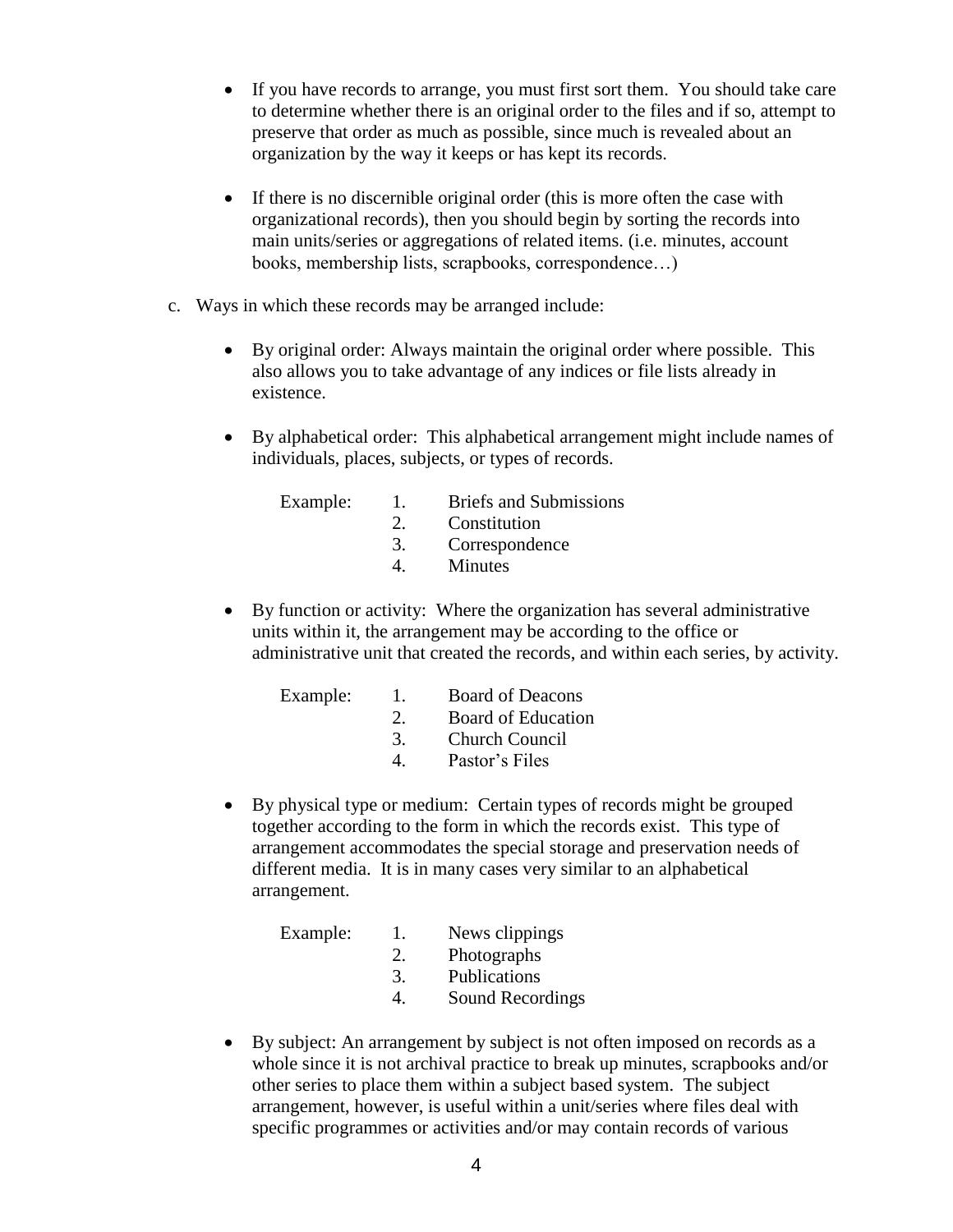- If you have records to arrange, you must first sort them. You should take care to determine whether there is an original order to the files and if so, attempt to preserve that order as much as possible, since much is revealed about an organization by the way it keeps or has kept its records.

- If there is no discernible original order (this is more often the case with organizational records), then you should begin by sorting the records into main units/series or aggregations of related items. (i.e. minutes, account books, membership lists, scrapbooks, correspondence…)

c. Ways in which these records may be arranged include:

- By original order: Always maintain the original order where possible. This also allows you to take advantage of any indices or file lists already in existence.

- By alphabetical order: This alphabetical arrangement might include names of individuals, places, subjects, or types of records.

  Example:
  1. Briefs and Submissions
  2. Constitution
  3. Correspondence
  4. Minutes

- By function or activity: Where the organization has several administrative units within it, the arrangement may be according to the office or administrative unit that created the records, and within each series, by activity.

  Example:
  1. Board of Deacons
  2. Board of Education
  3. Church Council
  4. Pastor's Files

- By physical type or medium: Certain types of records might be grouped together according to the form in which the records exist. This type of arrangement accommodates the special storage and preservation needs of different media. It is in many cases very similar to an alphabetical arrangement.

  Example:
  1. News clippings
  2. Photographs
  3. Publications
  4. Sound Recordings

- By subject: An arrangement by subject is not often imposed on records as a whole since it is not archival practice to break up minutes, scrapbooks and/or other series to place them within a subject based system. The subject arrangement, however, is useful within a unit/series where files deal with specific programmes or activities and/or may contain records of various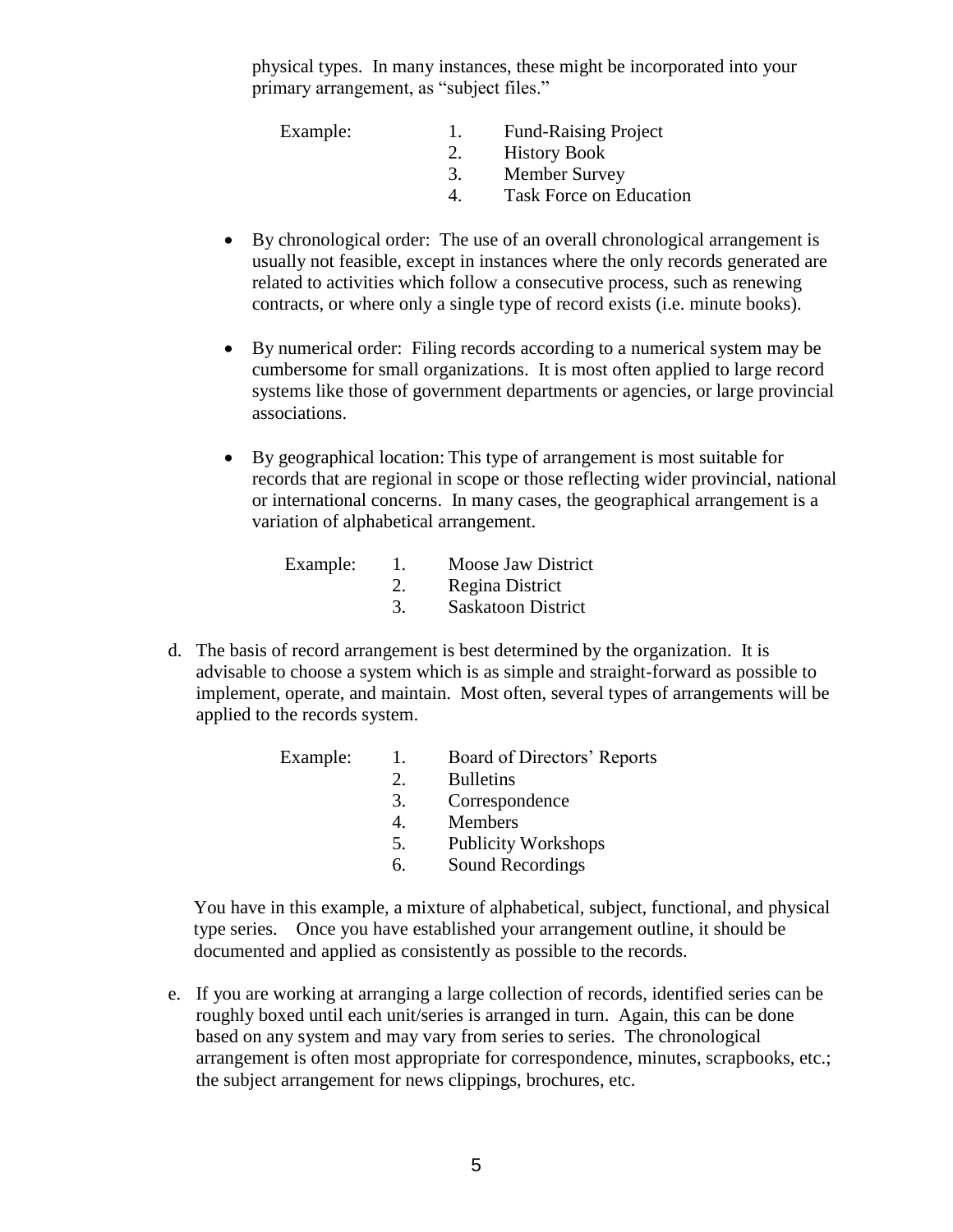physical types. In many instances, these might be incorporated into your primary arrangement, as "subject files."

Example:
1. Fund-Raising Project
2. History Book
3. Member Survey
4. Task Force on Education

- By chronological order: The use of an overall chronological arrangement is usually not feasible, except in instances where the only records generated are related to activities which follow a consecutive process, such as renewing contracts, or where only a single type of record exists (i.e. minute books).

- By numerical order: Filing records according to a numerical system may be cumbersome for small organizations. It is most often applied to large record systems like those of government departments or agencies, or large provincial associations.

- By geographical location: This type of arrangement is most suitable for records that are regional in scope or those reflecting wider provincial, national or international concerns. In many cases, the geographical arrangement is a variation of alphabetical arrangement.

Example:
1. Moose Jaw District
2. Regina District
3. Saskatoon District

d. The basis of record arrangement is best determined by the organization. It is advisable to choose a system which is as simple and straight-forward as possible to implement, operate, and maintain. Most often, several types of arrangements will be applied to the records system.

Example:
1. Board of Directors' Reports
2. Bulletins
3. Correspondence
4. Members
5. Publicity Workshops
6. Sound Recordings

You have in this example, a mixture of alphabetical, subject, functional, and physical type series. Once you have established your arrangement outline, it should be documented and applied as consistently as possible to the records.

e. If you are working at arranging a large collection of records, identified series can be roughly boxed until each unit/series is arranged in turn. Again, this can be done based on any system and may vary from series to series. The chronological arrangement is often most appropriate for correspondence, minutes, scrapbooks, etc.; the subject arrangement for news clippings, brochures, etc.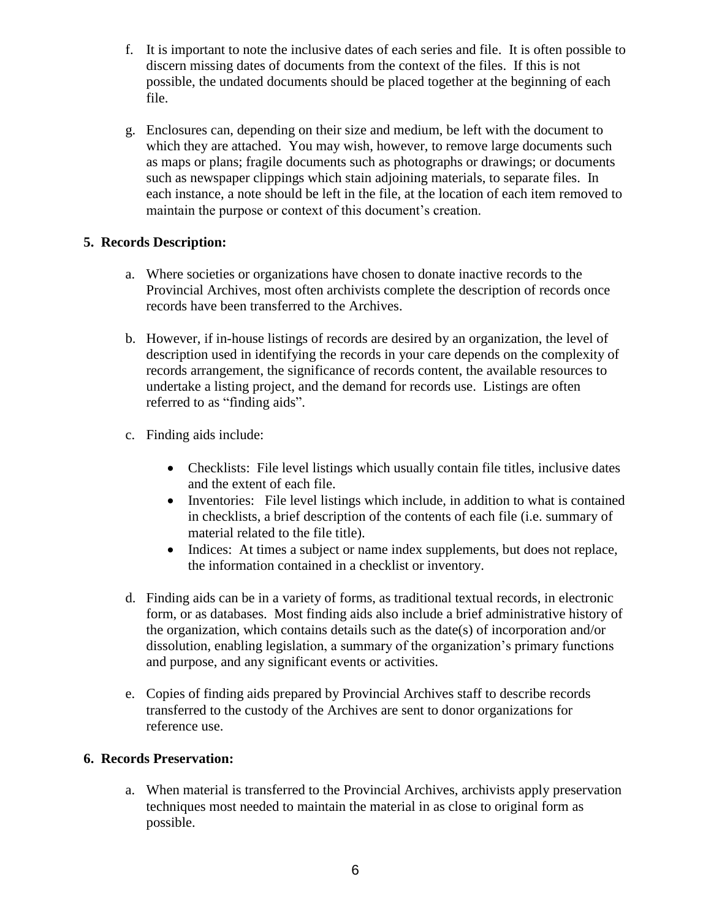f. It is important to note the inclusive dates of each series and file. It is often possible to discern missing dates of documents from the context of the files. If this is not possible, the undated documents should be placed together at the beginning of each file.

g. Enclosures can, depending on their size and medium, be left with the document to which they are attached. You may wish, however, to remove large documents such as maps or plans; fragile documents such as photographs or drawings; or documents such as newspaper clippings which stain adjoining materials, to separate files. In each instance, a note should be left in the file, at the location of each item removed to maintain the purpose or context of this document's creation.

**5. Records Description:**

a. Where societies or organizations have chosen to donate inactive records to the Provincial Archives, most often archivists complete the description of records once records have been transferred to the Archives.

b. However, if in-house listings of records are desired by an organization, the level of description used in identifying the records in your care depends on the complexity of records arrangement, the significance of records content, the available resources to undertake a listing project, and the demand for records use. Listings are often referred to as "finding aids".

c. Finding aids include:

- Checklists: File level listings which usually contain file titles, inclusive dates and the extent of each file.
- Inventories: File level listings which include, in addition to what is contained in checklists, a brief description of the contents of each file (i.e. summary of material related to the file title).
- Indices: At times a subject or name index supplements, but does not replace, the information contained in a checklist or inventory.

d. Finding aids can be in a variety of forms, as traditional textual records, in electronic form, or as databases. Most finding aids also include a brief administrative history of the organization, which contains details such as the date(s) of incorporation and/or dissolution, enabling legislation, a summary of the organization's primary functions and purpose, and any significant events or activities.

e. Copies of finding aids prepared by Provincial Archives staff to describe records transferred to the custody of the Archives are sent to donor organizations for reference use.

**6. Records Preservation:**

a. When material is transferred to the Provincial Archives, archivists apply preservation techniques most needed to maintain the material in as close to original form as possible.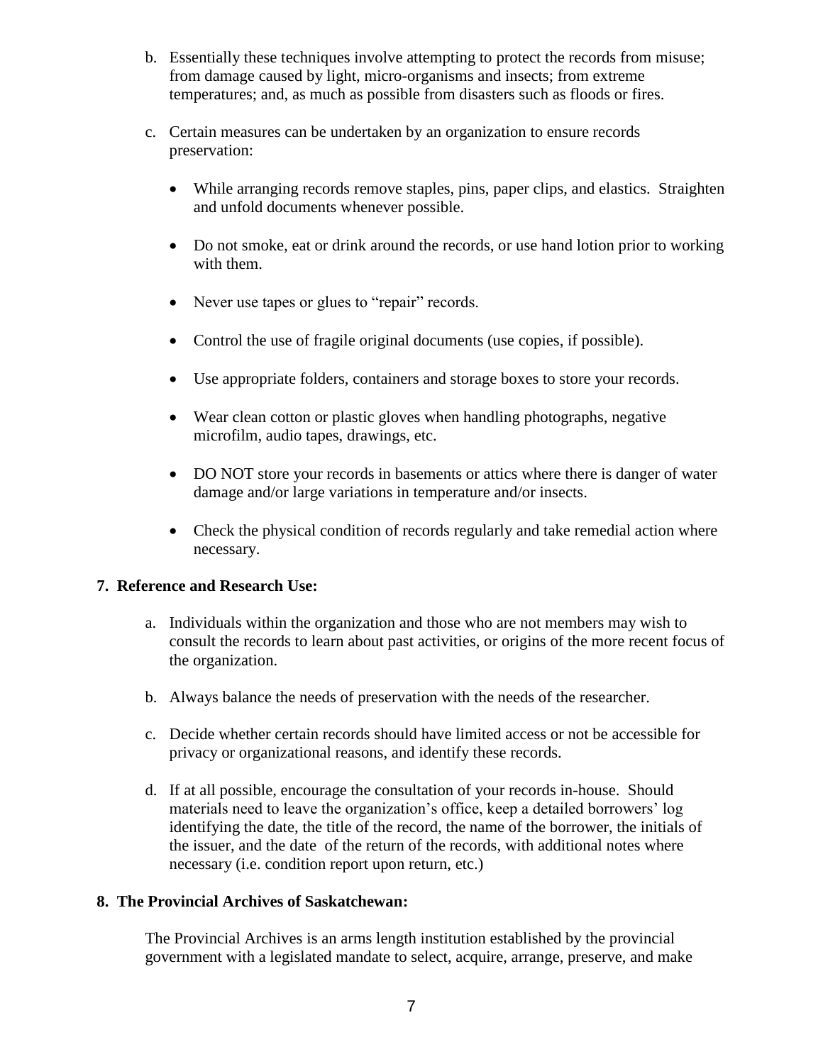b. Essentially these techniques involve attempting to protect the records from misuse; from damage caused by light, micro-organisms and insects; from extreme temperatures; and, as much as possible from disasters such as floods or fires.

c. Certain measures can be undertaken by an organization to ensure records preservation:

   - While arranging records remove staples, pins, paper clips, and elastics. Straighten and unfold documents whenever possible.
   - Do not smoke, eat or drink around the records, or use hand lotion prior to working with them.
   - Never use tapes or glues to "repair" records.
   - Control the use of fragile original documents (use copies, if possible).
   - Use appropriate folders, containers and storage boxes to store your records.
   - Wear clean cotton or plastic gloves when handling photographs, negative microfilm, audio tapes, drawings, etc.
   - DO NOT store your records in basements or attics where there is danger of water damage and/or large variations in temperature and/or insects.
   - Check the physical condition of records regularly and take remedial action where necessary.

**7. Reference and Research Use:**

a. Individuals within the organization and those who are not members may wish to consult the records to learn about past activities, or origins of the more recent focus of the organization.

b. Always balance the needs of preservation with the needs of the researcher.

c. Decide whether certain records should have limited access or not be accessible for privacy or organizational reasons, and identify these records.

d. If at all possible, encourage the consultation of your records in-house. Should materials need to leave the organization's office, keep a detailed borrowers' log identifying the date, the title of the record, the name of the borrower, the initials of the issuer, and the date of the return of the records, with additional notes where necessary (i.e. condition report upon return, etc.)

**8. The Provincial Archives of Saskatchewan:**

The Provincial Archives is an arms length institution established by the provincial government with a legislated mandate to select, acquire, arrange, preserve, and make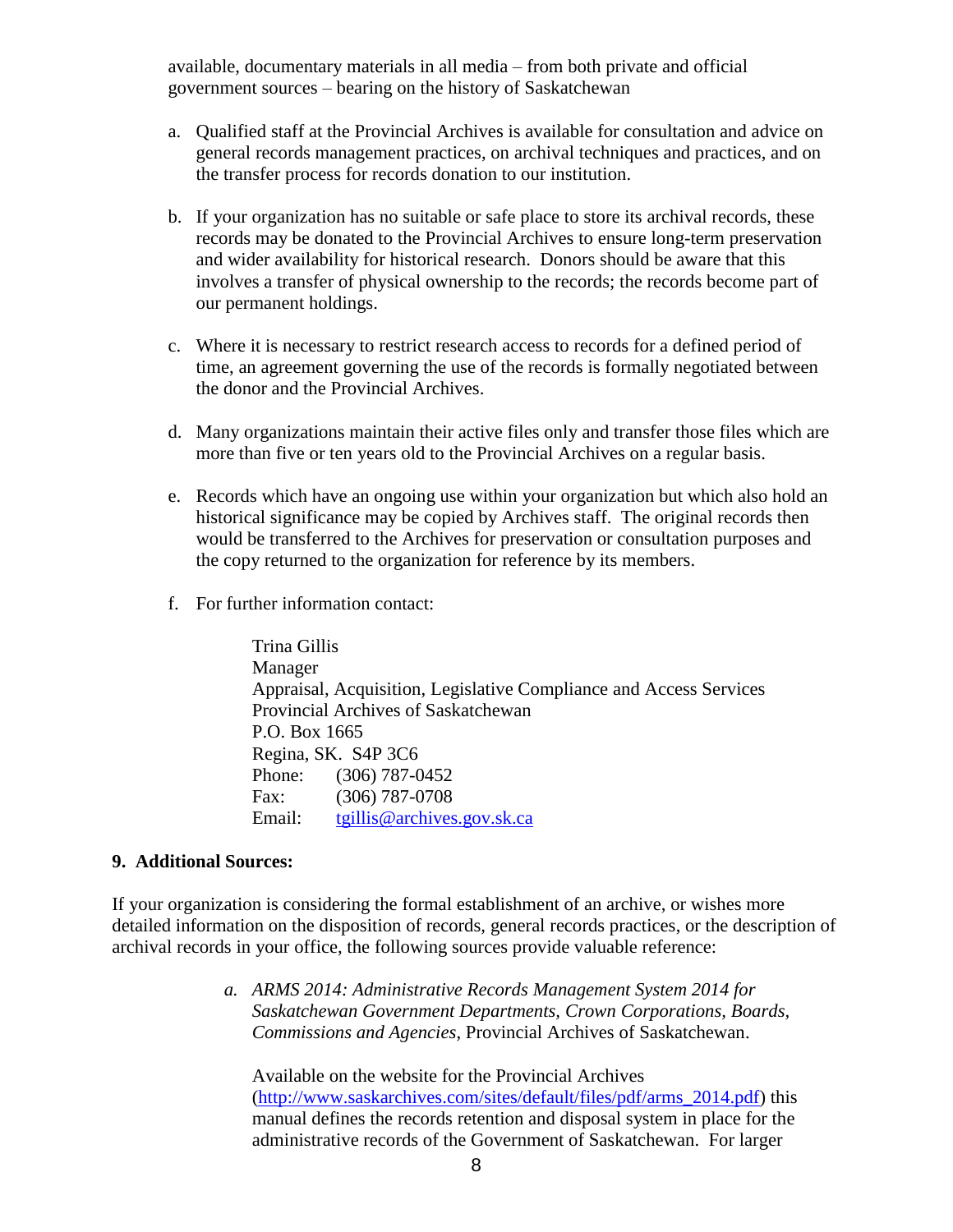available, documentary materials in all media – from both private and official government sources – bearing on the history of Saskatchewan

a. Qualified staff at the Provincial Archives is available for consultation and advice on general records management practices, on archival techniques and practices, and on the transfer process for records donation to our institution.

b. If your organization has no suitable or safe place to store its archival records, these records may be donated to the Provincial Archives to ensure long-term preservation and wider availability for historical research. Donors should be aware that this involves a transfer of physical ownership to the records; the records become part of our permanent holdings.

c. Where it is necessary to restrict research access to records for a defined period of time, an agreement governing the use of the records is formally negotiated between the donor and the Provincial Archives.

d. Many organizations maintain their active files only and transfer those files which are more than five or ten years old to the Provincial Archives on a regular basis.

e. Records which have an ongoing use within your organization but which also hold an historical significance may be copied by Archives staff. The original records then would be transferred to the Archives for preservation or consultation purposes and the copy returned to the organization for reference by its members.

f. For further information contact:

   Trina Gillis
   Manager
   Appraisal, Acquisition, Legislative Compliance and Access Services
   Provincial Archives of Saskatchewan
   P.O. Box 1665
   Regina, SK. S4P 3C6
   Phone: (306) 787-0452
   Fax: (306) 787-0708
   Email: tgillis@archives.gov.sk.ca

## 9. Additional Sources:

If your organization is considering the formal establishment of an archive, or wishes more detailed information on the disposition of records, general records practices, or the description of archival records in your office, the following sources provide valuable reference:

a. *ARMS 2014: Administrative Records Management System 2014 for Saskatchewan Government Departments, Crown Corporations, Boards, Commissions and Agencies*, Provincial Archives of Saskatchewan.

   Available on the website for the Provincial Archives (http://www.saskarchives.com/sites/default/files/pdf/arms_2014.pdf) this manual defines the records retention and disposal system in place for the administrative records of the Government of Saskatchewan. For larger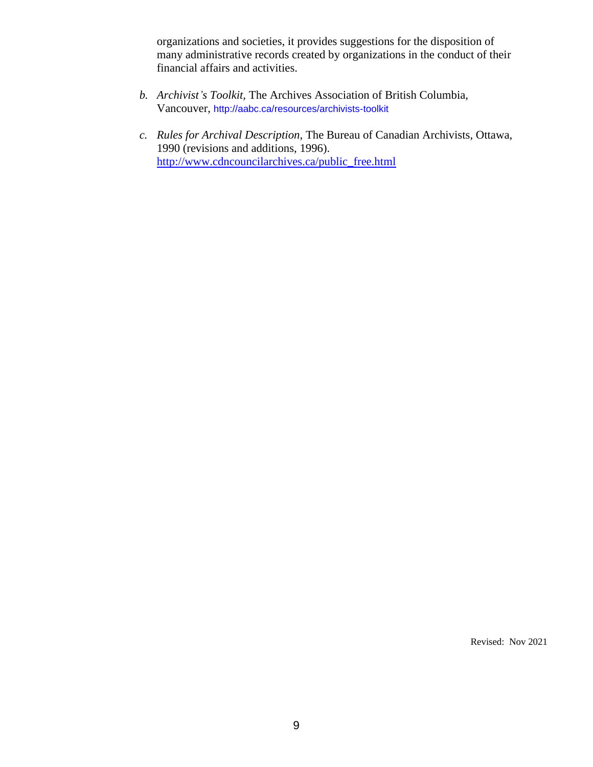organizations and societies, it provides suggestions for the disposition of many administrative records created by organizations in the conduct of their financial affairs and activities.

b. *Archivist's Toolkit*, The Archives Association of British Columbia, Vancouver, http://aabc.ca/resources/archivists-toolkit

c. *Rules for Archival Description*, The Bureau of Canadian Archivists, Ottawa, 1990 (revisions and additions, 1996). http://www.cdncouncilarchives.ca/public_free.html

Revised: Nov 2021